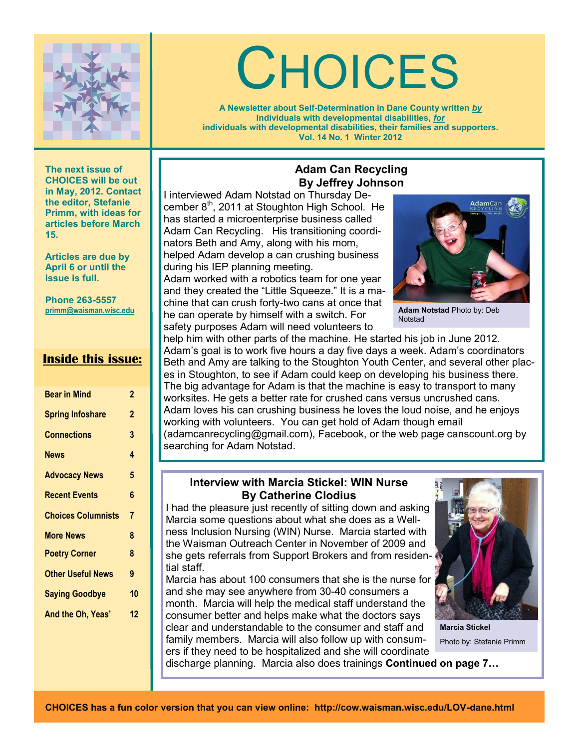# CHOICES

**A Newsletter about Self-Determination in Dane County written *by* Individuals with developmental disabilities, *for* individuals with developmental disabilities, their families and supporters. Vol. 14 No. 1 Winter 2012**

**The next issue of CHOICES will be out in May, 2012. Contact the editor, Stefanie Primm, with ideas for articles before March 15.**

**Articles are due by April 6 or until the issue is full.**

**Phone 263-5557**
**primm@waisman.wisc.edu**

## Inside this issue:

| | |
|---|---|
| Bear in Mind | 2 |
| Spring Infoshare | 2 |
| Connections | 3 |
| News | 4 |
| Advocacy News | 5 |
| Recent Events | 6 |
| Choices Columnists | 7 |
| More News | 8 |
| Poetry Corner | 8 |
| Other Useful News | 9 |
| Saying Goodbye | 10 |
| And the Oh, Yeas' | 12 |

## Adam Can Recycling
### By Jeffrey Johnson

I interviewed Adam Notstad on Thursday December 8th, 2011 at Stoughton High School. He has started a microenterprise business called Adam Can Recycling. His transitioning coordinators Beth and Amy, along with his mom, helped Adam develop a can crushing business during his IEP planning meeting.

Adam worked with a robotics team for one year and they created the "Little Squeeze." It is a machine that can crush forty-two cans at once that he can operate by himself with a switch. For safety purposes Adam will need volunteers to help him with other parts of the machine. He started his job in June 2012. Adam's goal is to work five hours a day five days a week. Adam's coordinators Beth and Amy are talking to the Stoughton Youth Center, and several other places in Stoughton, to see if Adam could keep on developing his business there. The big advantage for Adam is that the machine is easy to transport to many worksites. He gets a better rate for crushed cans versus uncrushed cans. Adam loves his can crushing business he loves the loud noise, and he enjoys working with volunteers. You can get hold of Adam though email (adamcanrecycling@gmail.com), Facebook, or the web page canscount.org by searching for Adam Notstad.

**Adam Notstad** Photo by: Deb Notstad

## Interview with Marcia Stickel: WIN Nurse
### By Catherine Clodius

I had the pleasure just recently of sitting down and asking Marcia some questions about what she does as a Wellness Inclusion Nursing (WIN) Nurse. Marcia started with the Waisman Outreach Center in November of 2009 and she gets referrals from Support Brokers and from residential staff.

Marcia has about 100 consumers that she is the nurse for and she may see anywhere from 30-40 consumers a month. Marcia will help the medical staff understand the consumer better and helps make what the doctors says clear and understandable to the consumer and staff and family members. Marcia will also follow up with consumers if they need to be hospitalized and she will coordinate discharge planning. Marcia also does trainings **Continued on page 7…**

**Marcia Stickel**
Photo by: Stefanie Primm

**CHOICES has a fun color version that you can view online: http://cow.waisman.wisc.edu/LOV-dane.html**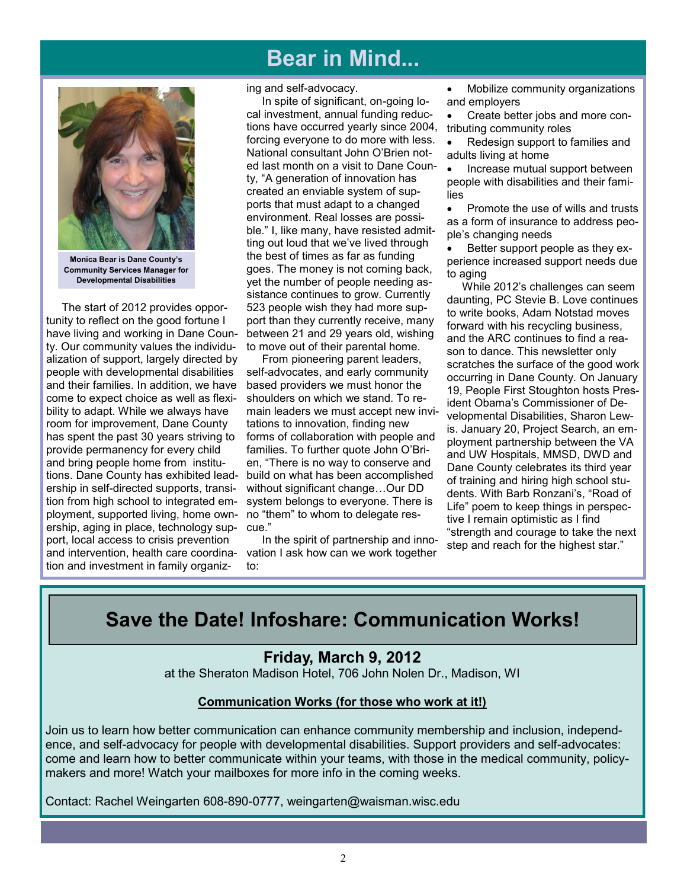# Bear in Mind...

Monica Bear is Dane County's Community Services Manager for Developmental Disabilities

The start of 2012 provides opportunity to reflect on the good fortune I have living and working in Dane County. Our community values the individualization of support, largely directed by people with developmental disabilities and their families. In addition, we have come to expect choice as well as flexibility to adapt. While we always have room for improvement, Dane County has spent the past 30 years striving to provide permanency for every child and bring people home from institutions. Dane County has exhibited leadership in self-directed supports, transition from high school to integrated employment, supported living, home ownership, aging in place, technology support, local access to crisis prevention and intervention, health care coordination and investment in family organizing and self-advocacy.

In spite of significant, on-going local investment, annual funding reductions have occurred yearly since 2004, forcing everyone to do more with less. National consultant John O'Brien noted last month on a visit to Dane County, "A generation of innovation has created an enviable system of supports that must adapt to a changed environment. Real losses are possible." I, like many, have resisted admitting out loud that we've lived through the best of times as far as funding goes. The money is not coming back, yet the number of people needing assistance continues to grow. Currently 523 people wish they had more support than they currently receive, many between 21 and 29 years old, wishing to move out of their parental home.

From pioneering parent leaders, self-advocates, and early community based providers we must honor the shoulders on which we stand. To remain leaders we must accept new invitations to innovation, finding new forms of collaboration with people and families. To further quote John O'Brien, "There is no way to conserve and build on what has been accomplished without significant change…Our DD system belongs to everyone. There is no "them" to whom to delegate rescue."

In the spirit of partnership and innovation I ask how can we work together to:

- Mobilize community organizations and employers
- Create better jobs and more contributing community roles
- Redesign support to families and adults living at home
- Increase mutual support between people with disabilities and their families
- Promote the use of wills and trusts as a form of insurance to address people's changing needs
- Better support people as they experience increased support needs due to aging

While 2012's challenges can seem daunting, PC Stevie B. Love continues to write books, Adam Notstad moves forward with his recycling business, and the ARC continues to find a reason to dance. This newsletter only scratches the surface of the good work occurring in Dane County. On January 19, People First Stoughton hosts President Obama's Commissioner of Developmental Disabilities, Sharon Lewis. January 20, Project Search, an employment partnership between the VA and UW Hospitals, MMSD, DWD and Dane County celebrates its third year of training and hiring high school students. With Barb Ronzani's, "Road of Life" poem to keep things in perspective I remain optimistic as I find "strength and courage to take the next step and reach for the highest star."

# Save the Date! Infoshare: Communication Works!

## Friday, March 9, 2012

at the Sheraton Madison Hotel, 706 John Nolen Dr., Madison, WI

**Communication Works (for those who work at it!)**

Join us to learn how better communication can enhance community membership and inclusion, independence, and self-advocacy for people with developmental disabilities. Support providers and self-advocates: come and learn how to better communicate within your teams, with those in the medical community, policymakers and more! Watch your mailboxes for more info in the coming weeks.

Contact: Rachel Weingarten 608-890-0777, weingarten@waisman.wisc.edu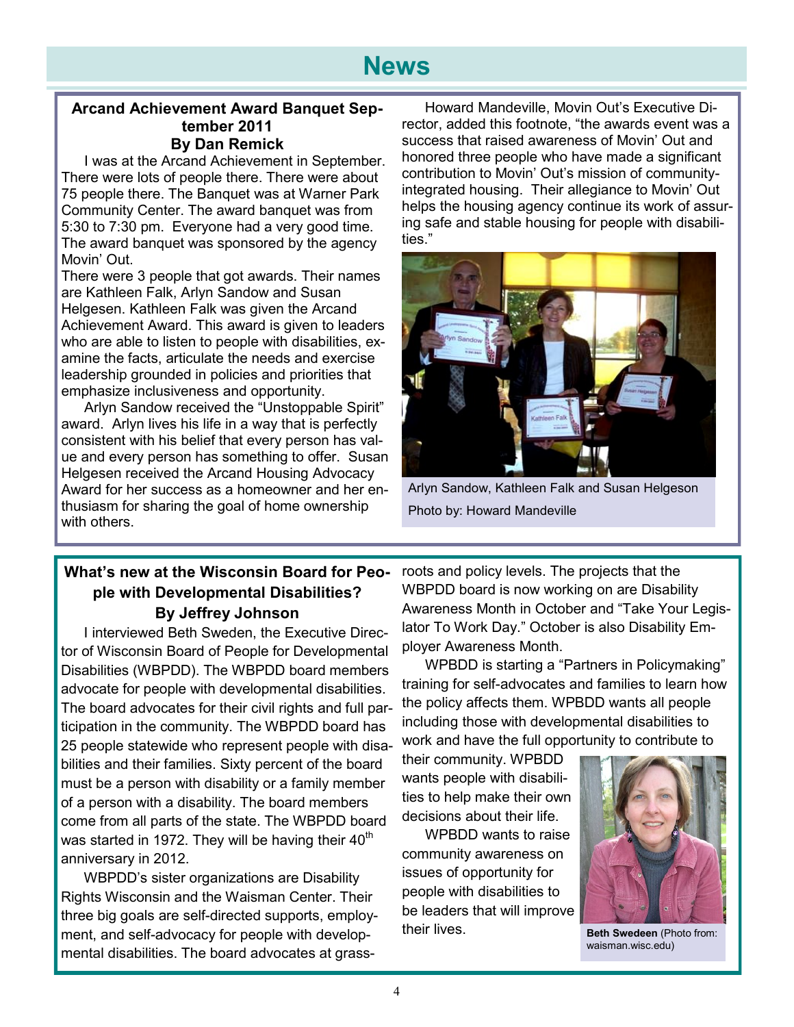# News

### Arcand Achievement Award Banquet September 2011
**By Dan Remick**

I was at the Arcand Achievement in September. There were lots of people there. There were about 75 people there. The Banquet was at Warner Park Community Center. The award banquet was from 5:30 to 7:30 pm. Everyone had a very good time. The award banquet was sponsored by the agency Movin' Out.

There were 3 people that got awards. Their names are Kathleen Falk, Arlyn Sandow and Susan Helgesen. Kathleen Falk was given the Arcand Achievement Award. This award is given to leaders who are able to listen to people with disabilities, examine the facts, articulate the needs and exercise leadership grounded in policies and priorities that emphasize inclusiveness and opportunity.

Arlyn Sandow received the "Unstoppable Spirit" award. Arlyn lives his life in a way that is perfectly consistent with his belief that every person has value and every person has something to offer. Susan Helgesen received the Arcand Housing Advocacy Award for her success as a homeowner and her enthusiasm for sharing the goal of home ownership with others.

Howard Mandeville, Movin Out's Executive Director, added this footnote, "the awards event was a success that raised awareness of Movin' Out and honored three people who have made a significant contribution to Movin' Out's mission of community-integrated housing. Their allegiance to Movin' Out helps the housing agency continue its work of assuring safe and stable housing for people with disabilities."

Arlyn Sandow, Kathleen Falk and Susan Helgeson
Photo by: Howard Mandeville

### What's new at the Wisconsin Board for People with Developmental Disabilities?
**By Jeffrey Johnson**

I interviewed Beth Sweden, the Executive Director of Wisconsin Board of People for Developmental Disabilities (WBPDD). The WBPDD board members advocate for people with developmental disabilities. The board advocates for their civil rights and full participation in the community. The WBPDD board has 25 people statewide who represent people with disabilities and their families. Sixty percent of the board must be a person with disability or a family member of a person with a disability. The board members come from all parts of the state. The WBPDD board was started in 1972. They will be having their 40th anniversary in 2012.

WBPDD's sister organizations are Disability Rights Wisconsin and the Waisman Center. Their three big goals are self-directed supports, employment, and self-advocacy for people with developmental disabilities. The board advocates at grassroots and policy levels. The projects that the WBPDD board is now working on are Disability Awareness Month in October and "Take Your Legislator To Work Day." October is also Disability Employer Awareness Month.

WPBDD is starting a "Partners in Policymaking" training for self-advocates and families to learn how the policy affects them. WPBDD wants all people including those with developmental disabilities to work and have the full opportunity to contribute to their community. WPBDD wants people with disabilities to help make their own decisions about their life.

WPBDD wants to raise community awareness on issues of opportunity for people with disabilities to be leaders that will improve their lives.

**Beth Swedeen** (Photo from: waisman.wisc.edu)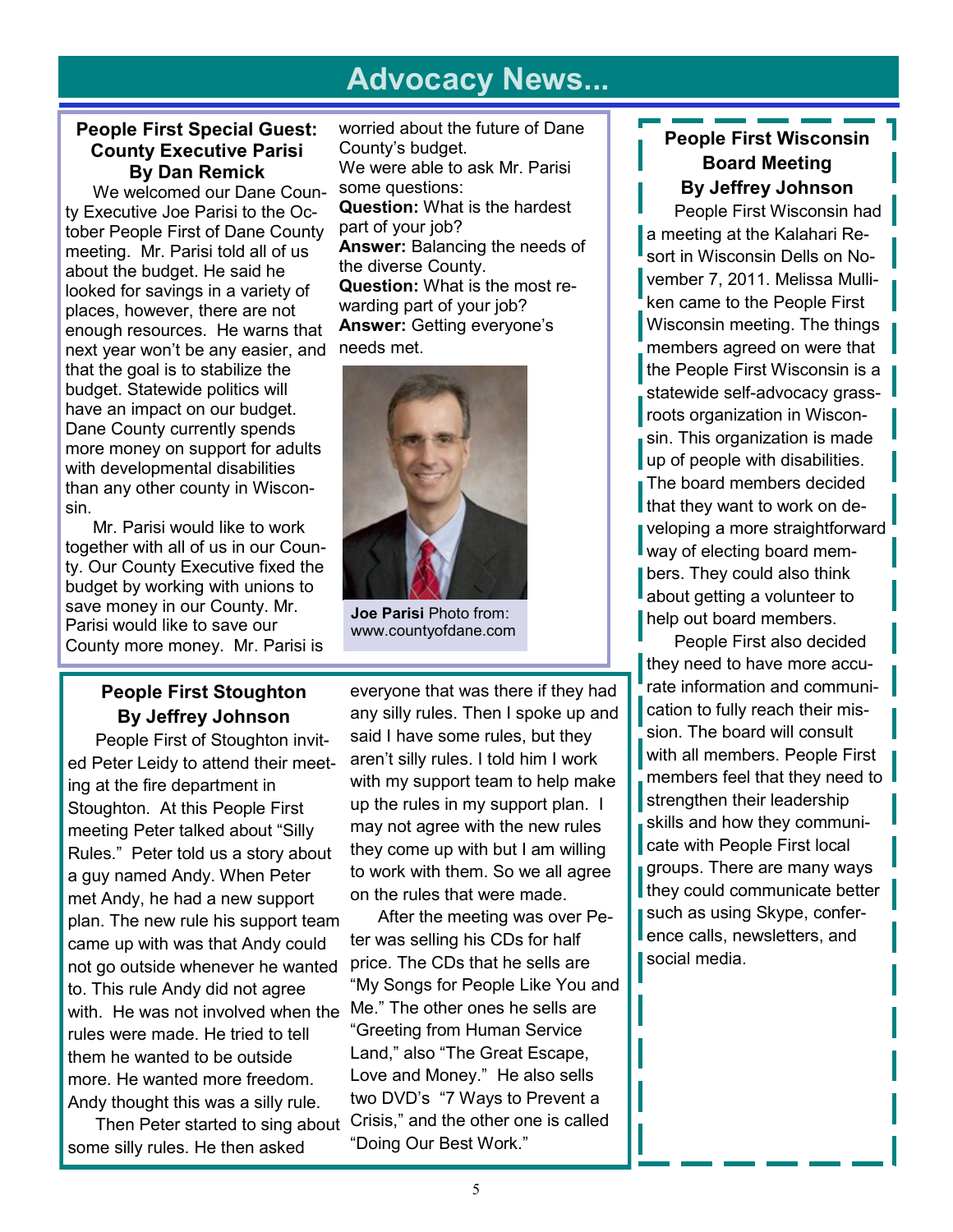# Advocacy News...

## People First Special Guest: County Executive Parisi
**By Dan Remick**

We welcomed our Dane County Executive Joe Parisi to the October People First of Dane County meeting. Mr. Parisi told all of us about the budget. He said he looked for savings in a variety of places, however, there are not enough resources. He warns that next year won't be any easier, and that the goal is to stabilize the budget. Statewide politics will have an impact on our budget. Dane County currently spends more money on support for adults with developmental disabilities than any other county in Wisconsin.

Mr. Parisi would like to work together with all of us in our County. Our County Executive fixed the budget by working with unions to save money in our County. Mr. Parisi would like to save our County more money. Mr. Parisi is worried about the future of Dane County's budget.

We were able to ask Mr. Parisi some questions:

**Question:** What is the hardest part of your job?
**Answer:** Balancing the needs of the diverse County.
**Question:** What is the most rewarding part of your job?
**Answer:** Getting everyone's needs met.

**Joe Parisi** Photo from: www.countyofdane.com

## People First Stoughton
**By Jeffrey Johnson**

People First of Stoughton invited Peter Leidy to attend their meeting at the fire department in Stoughton. At this People First meeting Peter talked about "Silly Rules." Peter told us a story about a guy named Andy. When Peter met Andy, he had a new support plan. The new rule his support team came up with was that Andy could not go outside whenever he wanted to. This rule Andy did not agree with. He was not involved when the rules were made. He tried to tell them he wanted to be outside more. He wanted more freedom. Andy thought this was a silly rule.

Then Peter started to sing about some silly rules. He then asked everyone that was there if they had any silly rules. Then I spoke up and said I have some rules, but they aren't silly rules. I told him I work with my support team to help make up the rules in my support plan. I may not agree with the new rules they come up with but I am willing to work with them. So we all agree on the rules that were made.

After the meeting was over Peter was selling his CDs for half price. The CDs that he sells are "My Songs for People Like You and Me." The other ones he sells are "Greeting from Human Service Land," also "The Great Escape, Love and Money." He also sells two DVD's "7 Ways to Prevent a Crisis," and the other one is called "Doing Our Best Work."

## People First Wisconsin Board Meeting
**By Jeffrey Johnson**

People First Wisconsin had a meeting at the Kalahari Resort in Wisconsin Dells on November 7, 2011. Melissa Mulliken came to the People First Wisconsin meeting. The things members agreed on were that the People First Wisconsin is a statewide self-advocacy grassroots organization in Wisconsin. This organization is made up of people with disabilities. The board members decided that they want to work on developing a more straightforward way of electing board members. They could also think about getting a volunteer to help out board members.

People First also decided they need to have more accurate information and communication to fully reach their mission. The board will consult with all members. People First members feel that they need to strengthen their leadership skills and how they communicate with People First local groups. There are many ways they could communicate better such as using Skype, conference calls, newsletters, and social media.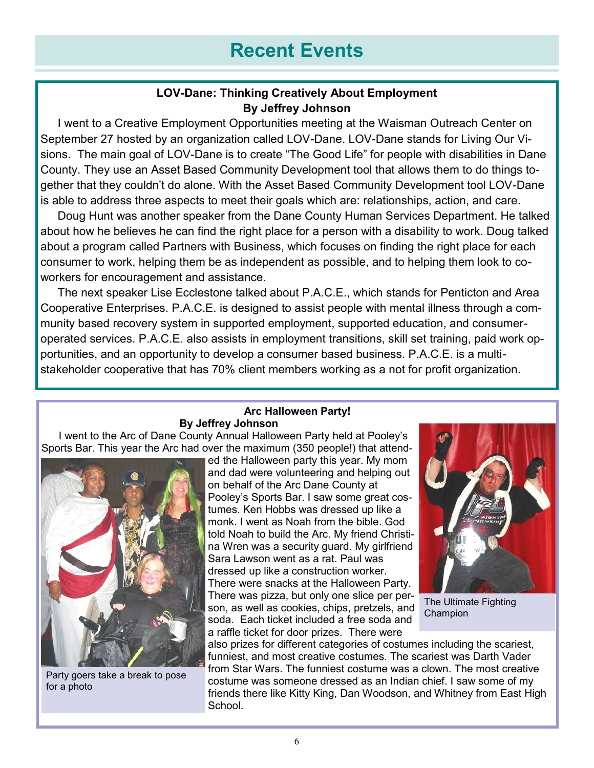# Recent Events

### LOV-Dane: Thinking Creatively About Employment
**By Jeffrey Johnson**

I went to a Creative Employment Opportunities meeting at the Waisman Outreach Center on September 27 hosted by an organization called LOV-Dane. LOV-Dane stands for Living Our Visions. The main goal of LOV-Dane is to create "The Good Life" for people with disabilities in Dane County. They use an Asset Based Community Development tool that allows them to do things together that they couldn't do alone. With the Asset Based Community Development tool LOV-Dane is able to address three aspects to meet their goals which are: relationships, action, and care.

Doug Hunt was another speaker from the Dane County Human Services Department. He talked about how he believes he can find the right place for a person with a disability to work. Doug talked about a program called Partners with Business, which focuses on finding the right place for each consumer to work, helping them be as independent as possible, and to helping them look to co-workers for encouragement and assistance.

The next speaker Lise Ecclestone talked about P.A.C.E., which stands for Penticton and Area Cooperative Enterprises. P.A.C.E. is designed to assist people with mental illness through a community based recovery system in supported employment, supported education, and consumer-operated services. P.A.C.E. also assists in employment transitions, skill set training, paid work opportunities, and an opportunity to develop a consumer based business. P.A.C.E. is a multi-stakeholder cooperative that has 70% client members working as a not for profit organization.

### Arc Halloween Party!
**By Jeffrey Johnson**

I went to the Arc of Dane County Annual Halloween Party held at Pooley's Sports Bar. This year the Arc had over the maximum (350 people!) that attended the Halloween party this year. My mom and dad were volunteering and helping out on behalf of the Arc Dane County at Pooley's Sports Bar. I saw some great costumes. Ken Hobbs was dressed up like a monk. I went as Noah from the bible. God told Noah to build the Arc. My friend Christina Wren was a security guard. My girlfriend Sara Lawson went as a rat. Paul was dressed up like a construction worker. There were snacks at the Halloween Party. There was pizza, but only one slice per person, as well as cookies, chips, pretzels, and soda. Each ticket included a free soda and a raffle ticket for door prizes. There were also prizes for different categories of costumes including the scariest, funniest, and most creative costumes. The scariest was Darth Vader from Star Wars. The funniest costume was a clown. The most creative costume was someone dressed as an Indian chief. I saw some of my friends there like Kitty King, Dan Woodson, and Whitney from East High School.

Party goers take a break to pose for a photo

The Ultimate Fighting Champion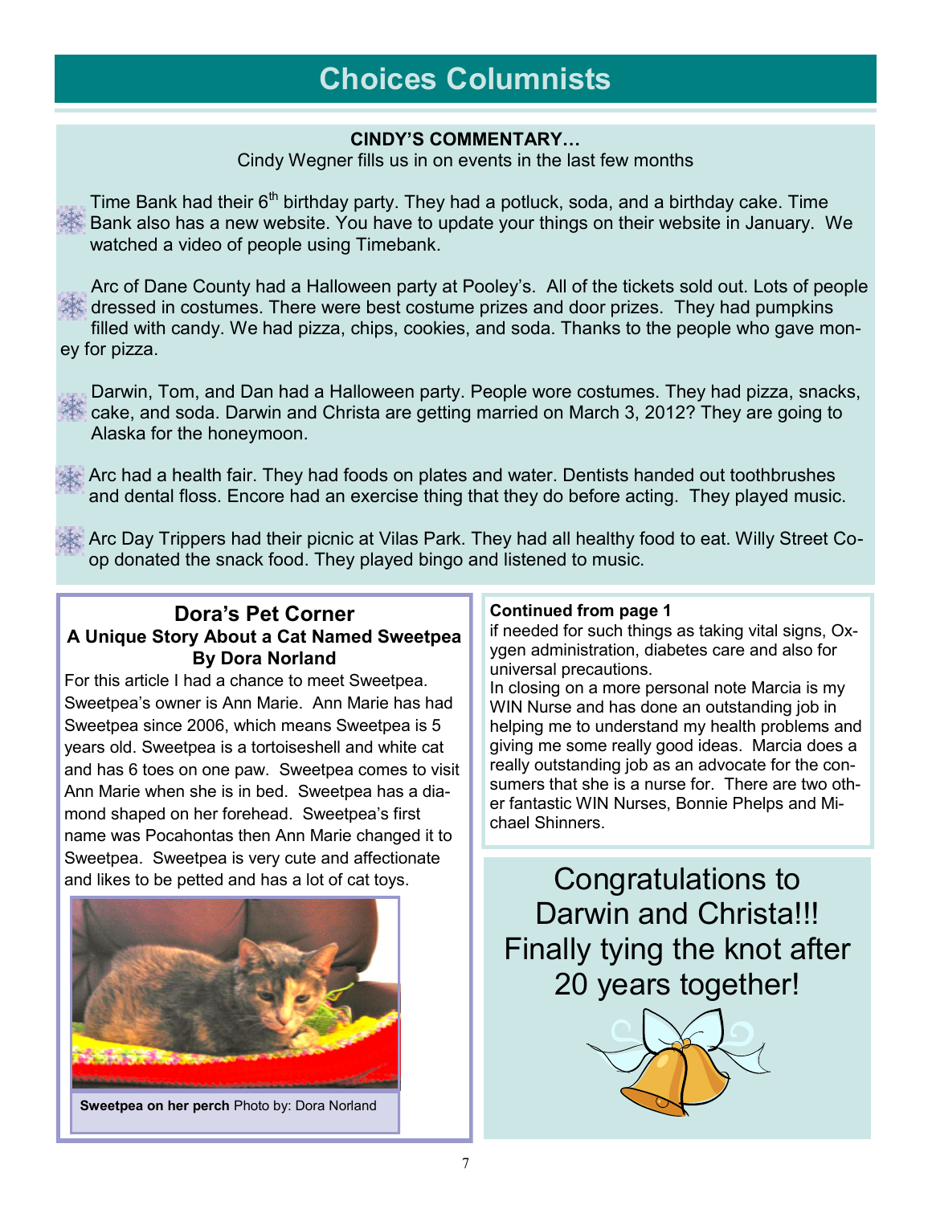# Choices Columnists

## CINDY'S COMMENTARY…

Cindy Wegner fills us in on events in the last few months

- Time Bank had their 6th birthday party. They had a potluck, soda, and a birthday cake. Time Bank also has a new website. You have to update your things on their website in January. We watched a video of people using Timebank.

- Arc of Dane County had a Halloween party at Pooley's. All of the tickets sold out. Lots of people dressed in costumes. There were best costume prizes and door prizes. They had pumpkins filled with candy. We had pizza, chips, cookies, and soda. Thanks to the people who gave money for pizza.

- Darwin, Tom, and Dan had a Halloween party. People wore costumes. They had pizza, snacks, cake, and soda. Darwin and Christa are getting married on March 3, 2012? They are going to Alaska for the honeymoon.

- Arc had a health fair. They had foods on plates and water. Dentists handed out toothbrushes and dental floss. Encore had an exercise thing that they do before acting. They played music.

- Arc Day Trippers had their picnic at Vilas Park. They had all healthy food to eat. Willy Street Co-op donated the snack food. They played bingo and listened to music.

## Dora's Pet Corner

### A Unique Story About a Cat Named Sweetpea

### By Dora Norland

For this article I had a chance to meet Sweetpea. Sweetpea's owner is Ann Marie. Ann Marie has had Sweetpea since 2006, which means Sweetpea is 5 years old. Sweetpea is a tortoiseshell and white cat and has 6 toes on one paw. Sweetpea comes to visit Ann Marie when she is in bed. Sweetpea has a diamond shaped on her forehead. Sweetpea's first name was Pocahontas then Ann Marie changed it to Sweetpea. Sweetpea is very cute and affectionate and likes to be petted and has a lot of cat toys.

**Sweetpea on her perch** Photo by: Dora Norland

**Continued from page 1**

if needed for such things as taking vital signs, Oxygen administration, diabetes care and also for universal precautions.

In closing on a more personal note Marcia is my WIN Nurse and has done an outstanding job in helping me to understand my health problems and giving me some really good ideas. Marcia does a really outstanding job as an advocate for the consumers that she is a nurse for. There are two other fantastic WIN Nurses, Bonnie Phelps and Michael Shinners.

Congratulations to Darwin and Christa!!! Finally tying the knot after 20 years together!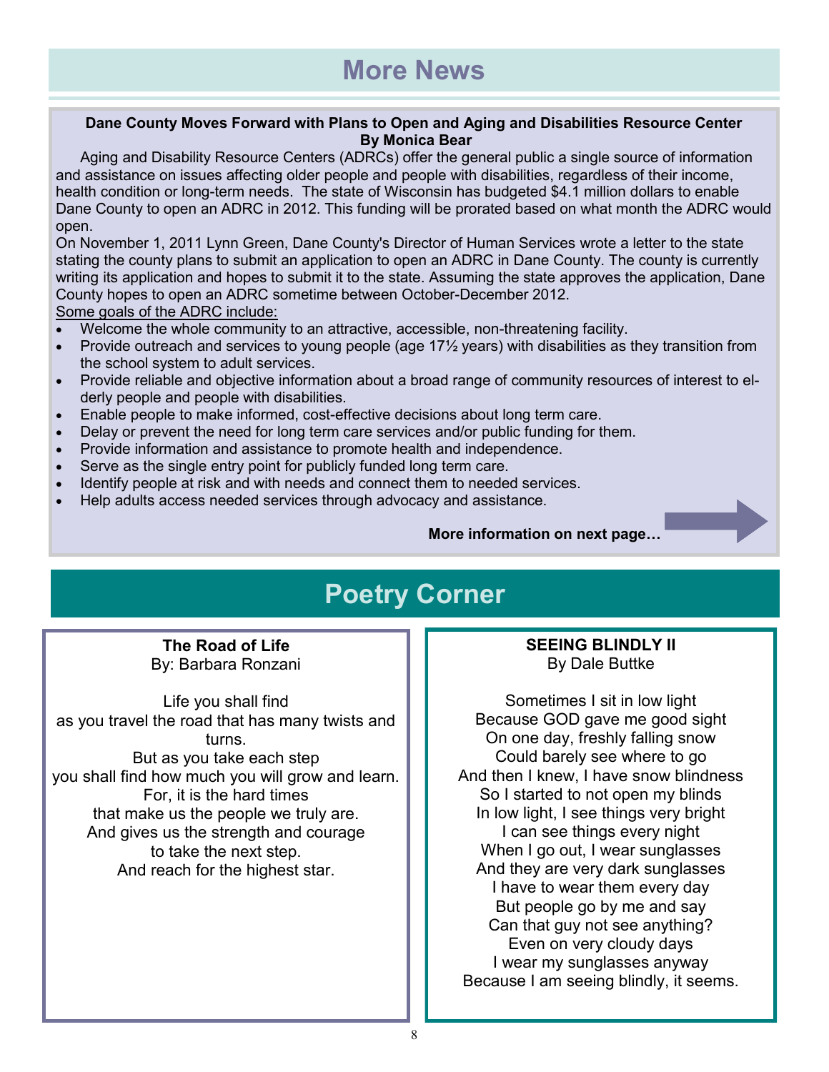# More News

**Dane County Moves Forward with Plans to Open and Aging and Disabilities Resource Center**
**By Monica Bear**

Aging and Disability Resource Centers (ADRCs) offer the general public a single source of information and assistance on issues affecting older people and people with disabilities, regardless of their income, health condition or long-term needs. The state of Wisconsin has budgeted $4.1 million dollars to enable Dane County to open an ADRC in 2012. This funding will be prorated based on what month the ADRC would open.

On November 1, 2011 Lynn Green, Dane County's Director of Human Services wrote a letter to the state stating the county plans to submit an application to open an ADRC in Dane County. The county is currently writing its application and hopes to submit it to the state. Assuming the state approves the application, Dane County hopes to open an ADRC sometime between October-December 2012.

Some goals of the ADRC include:

- Welcome the whole community to an attractive, accessible, non-threatening facility.
- Provide outreach and services to young people (age 17½ years) with disabilities as they transition from the school system to adult services.
- Provide reliable and objective information about a broad range of community resources of interest to elderly people and people with disabilities.
- Enable people to make informed, cost-effective decisions about long term care.
- Delay or prevent the need for long term care services and/or public funding for them.
- Provide information and assistance to promote health and independence.
- Serve as the single entry point for publicly funded long term care.
- Identify people at risk and with needs and connect them to needed services.
- Help adults access needed services through advocacy and assistance.

**More information on next page…**

# Poetry Corner

**The Road of Life**
By: Barbara Ronzani

Life you shall find
as you travel the road that has many twists and turns.
But as you take each step
you shall find how much you will grow and learn.
For, it is the hard times
that make us the people we truly are.
And gives us the strength and courage
to take the next step.
And reach for the highest star.

**SEEING BLINDLY II**
By Dale Buttke

Sometimes I sit in low light
Because GOD gave me good sight
On one day, freshly falling snow
Could barely see where to go
And then I knew, I have snow blindness
So I started to not open my blinds
In low light, I see things very bright
I can see things every night
When I go out, I wear sunglasses
And they are very dark sunglasses
I have to wear them every day
But people go by me and say
Can that guy not see anything?
Even on very cloudy days
I wear my sunglasses anyway
Because I am seeing blindly, it seems.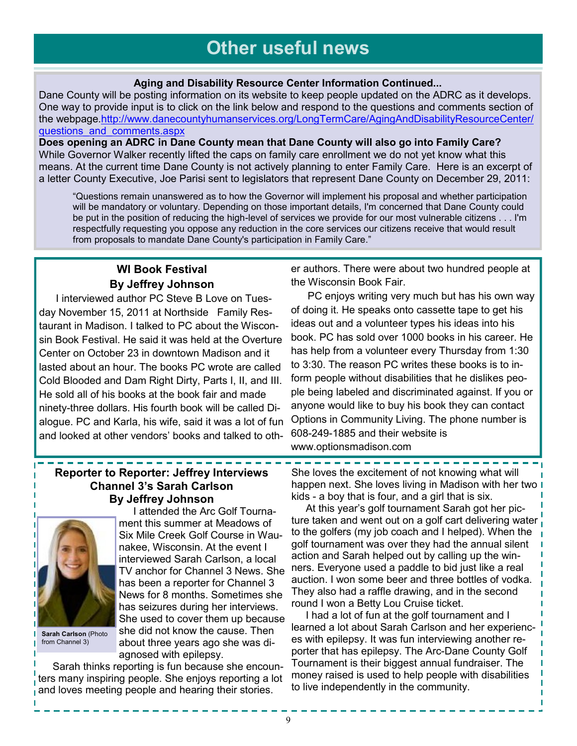# Other useful news

**Aging and Disability Resource Center Information Continued...**

Dane County will be posting information on its website to keep people updated on the ADRC as it develops. One way to provide input is to click on the link below and respond to the questions and comments section of the webpage.http://www.danecountyhumanservices.org/LongTermCare/AgingAndDisabilityResourceCenter/questions_and_comments.aspx

**Does opening an ADRC in Dane County mean that Dane County will also go into Family Care?**

While Governor Walker recently lifted the caps on family care enrollment we do not yet know what this means. At the current time Dane County is not actively planning to enter Family Care. Here is an excerpt of a letter County Executive, Joe Parisi sent to legislators that represent Dane County on December 29, 2011:

> "Questions remain unanswered as to how the Governor will implement his proposal and whether participation will be mandatory or voluntary. Depending on those important details, I'm concerned that Dane County could be put in the position of reducing the high-level of services we provide for our most vulnerable citizens . . . I'm respectfully requesting you oppose any reduction in the core services our citizens receive that would result from proposals to mandate Dane County's participation in Family Care."

## WI Book Festival
### By Jeffrey Johnson

I interviewed author PC Steve B Love on Tuesday November 15, 2011 at Northside Family Restaurant in Madison. I talked to PC about the Wisconsin Book Festival. He said it was held at the Overture Center on October 23 in downtown Madison and it lasted about an hour. The books PC wrote are called Cold Blooded and Dam Right Dirty, Parts I, II, and III. He sold all of his books at the book fair and made ninety-three dollars. His fourth book will be called Dialogue. PC and Karla, his wife, said it was a lot of fun and looked at other vendors' books and talked to other authors. There were about two hundred people at the Wisconsin Book Fair.

PC enjoys writing very much but has his own way of doing it. He speaks onto cassette tape to get his ideas out and a volunteer types his ideas into his book. PC has sold over 1000 books in his career. He has help from a volunteer every Thursday from 1:30 to 3:30. The reason PC writes these books is to inform people without disabilities that he dislikes people being labeled and discriminated against. If you or anyone would like to buy his book they can contact Options in Community Living. The phone number is 608-249-1885 and their website is www.optionsmadison.com

## Reporter to Reporter: Jeffrey Interviews Channel 3's Sarah Carlson
### By Jeffrey Johnson

**Sarah Carlson** (Photo from Channel 3)

I attended the Arc Golf Tournament this summer at Meadows of Six Mile Creek Golf Course in Waunakee, Wisconsin. At the event I interviewed Sarah Carlson, a local TV anchor for Channel 3 News. She has been a reporter for Channel 3 News for 8 months. Sometimes she has seizures during her interviews. She used to cover them up because she did not know the cause. Then about three years ago she was diagnosed with epilepsy.

Sarah thinks reporting is fun because she encounters many inspiring people. She enjoys reporting a lot and loves meeting people and hearing their stories. She loves the excitement of not knowing what will happen next. She loves living in Madison with her two kids - a boy that is four, and a girl that is six.

At this year's golf tournament Sarah got her picture taken and went out on a golf cart delivering water to the golfers (my job coach and I helped). When the golf tournament was over they had the annual silent action and Sarah helped out by calling up the winners. Everyone used a paddle to bid just like a real auction. I won some beer and three bottles of vodka. They also had a raffle drawing, and in the second round I won a Betty Lou Cruise ticket.

I had a lot of fun at the golf tournament and I learned a lot about Sarah Carlson and her experiences with epilepsy. It was fun interviewing another reporter that has epilepsy. The Arc-Dane County Golf Tournament is their biggest annual fundraiser. The money raised is used to help people with disabilities to live independently in the community.